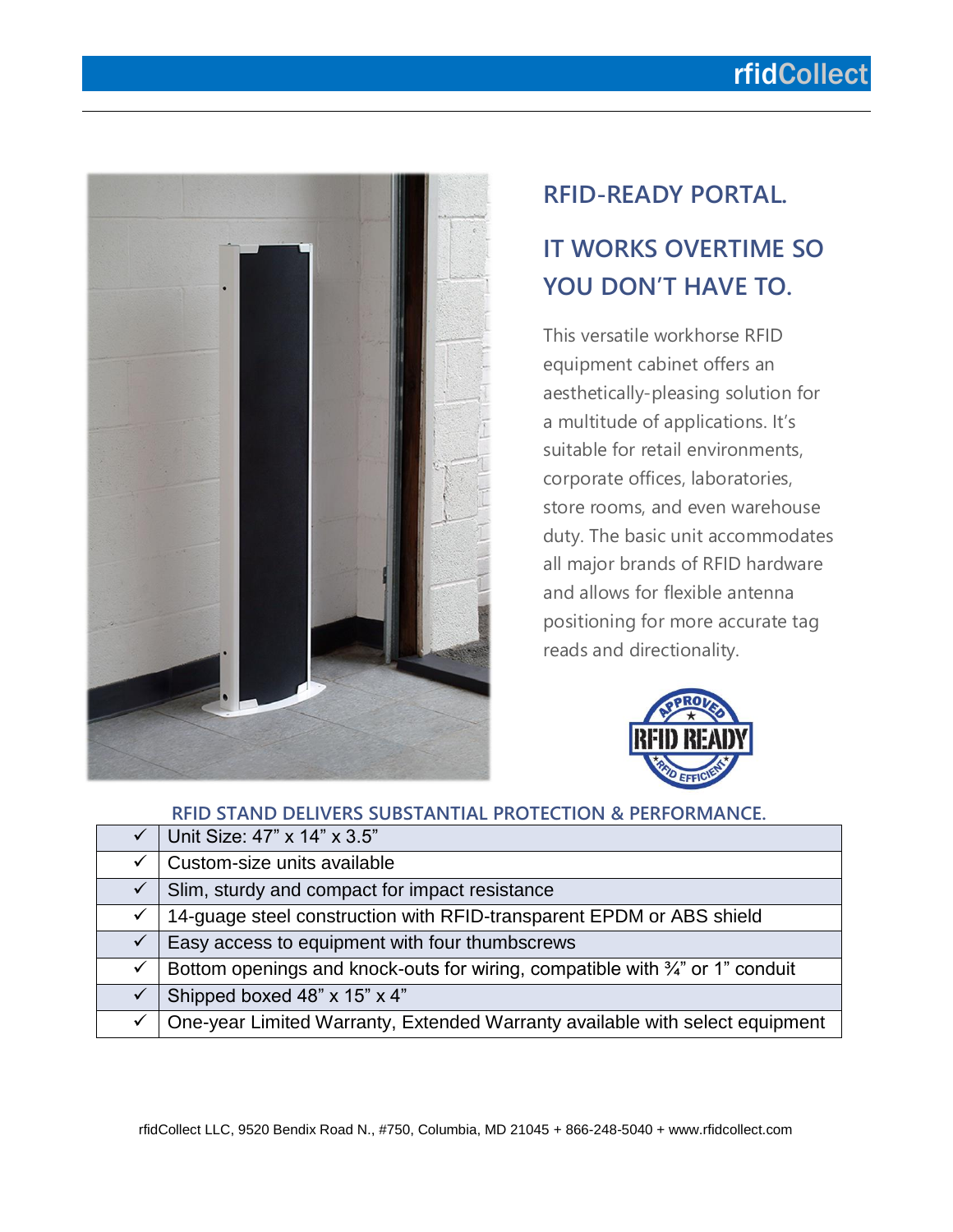# RFID-READY PORTAL.

## IT WORKS OVERTIME SO YOU DON'T HAVE TO.

This versatile workhorse RFID equipment cabinet offers an aesthetically-pleasing solution for a multitude of applications. It's suitable for retail environments, corporate offices, laboratories, store rooms, and even warehouse duty. The basic unit accommodates all major brands of RFID hardware and allows for flexible antenna positioning for more accurate tag reads and directionality.

### RFID STAND DELIVERS SUBSTANTIAL PROTECTION & PERFORMANCE.

| | |
|---|---|
| ✓ | Unit Size: 47" x 14" x 3.5" |
| ✓ | Custom-size units available |
| ✓ | Slim, sturdy and compact for impact resistance |
| ✓ | 14-guage steel construction with RFID-transparent EPDM or ABS shield |
| ✓ | Easy access to equipment with four thumbscrews |
| ✓ | Bottom openings and knock-outs for wiring, compatible with ¾" or 1" conduit |
| ✓ | Shipped boxed 48" x 15" x 4" |
| ✓ | One-year Limited Warranty, Extended Warranty available with select equipment |

rfidCollect LLC, 9520 Bendix Road N., #750, Columbia, MD 21045 + 866-248-5040 + www.rfidcollect.com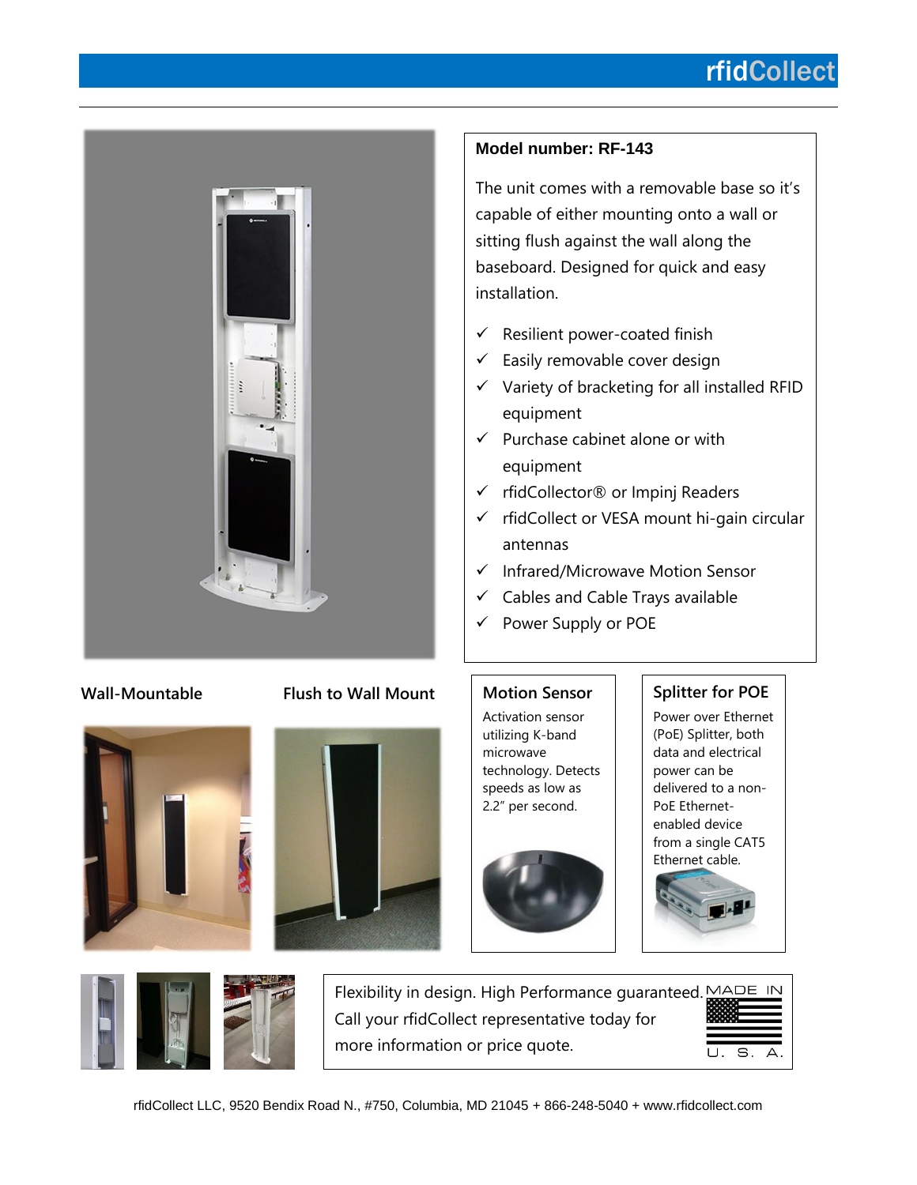## Model number: RF-143

The unit comes with a removable base so it's capable of either mounting onto a wall or sitting flush against the wall along the baseboard. Designed for quick and easy installation.

- ✓ Resilient power-coated finish
- ✓ Easily removable cover design
- ✓ Variety of bracketing for all installed RFID equipment
- ✓ Purchase cabinet alone or with equipment
- ✓ rfidCollector® or Impinj Readers
- ✓ rfidCollect or VESA mount hi-gain circular antennas
- ✓ Infrared/Microwave Motion Sensor
- ✓ Cables and Cable Trays available
- ✓ Power Supply or POE

**Wall-Mountable**

**Flush to Wall Mount**

### Motion Sensor

Activation sensor utilizing K-band microwave technology. Detects speeds as low as 2.2" per second.

### Splitter for POE

Power over Ethernet (PoE) Splitter, both data and electrical power can be delivered to a non-PoE Ethernet-enabled device from a single CAT5 Ethernet cable.

Flexibility in design. High Performance guaranteed. Call your rfidCollect representative today for more information or price quote.

MADE IN U.S.A.

rfidCollect LLC, 9520 Bendix Road N., #750, Columbia, MD 21045 + 866-248-5040 + www.rfidcollect.com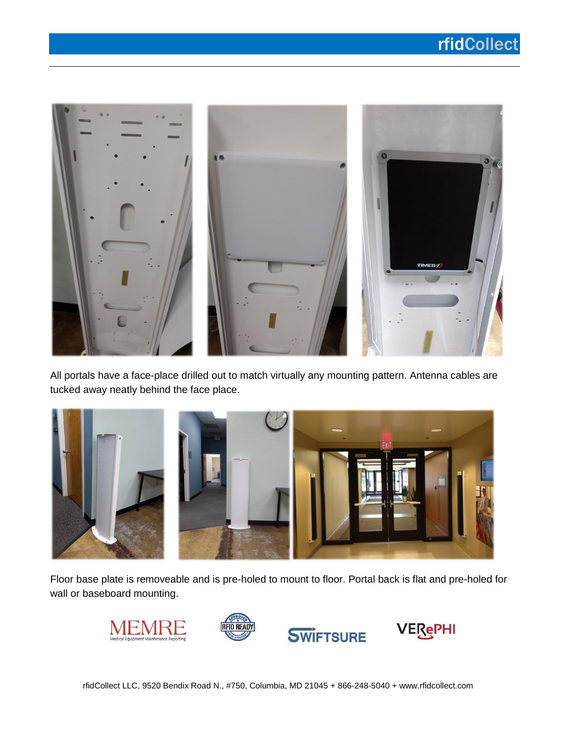All portals have a face-place drilled out to match virtually any mounting pattern. Antenna cables are tucked away neatly behind the face place.

Floor base plate is removeable and is pre-holed to mount to floor. Portal back is flat and pre-holed for wall or baseboard mounting.

rfidCollect LLC, 9520 Bendix Road N., #750, Columbia, MD 21045 + 866-248-5040 + www.rfidcollect.com